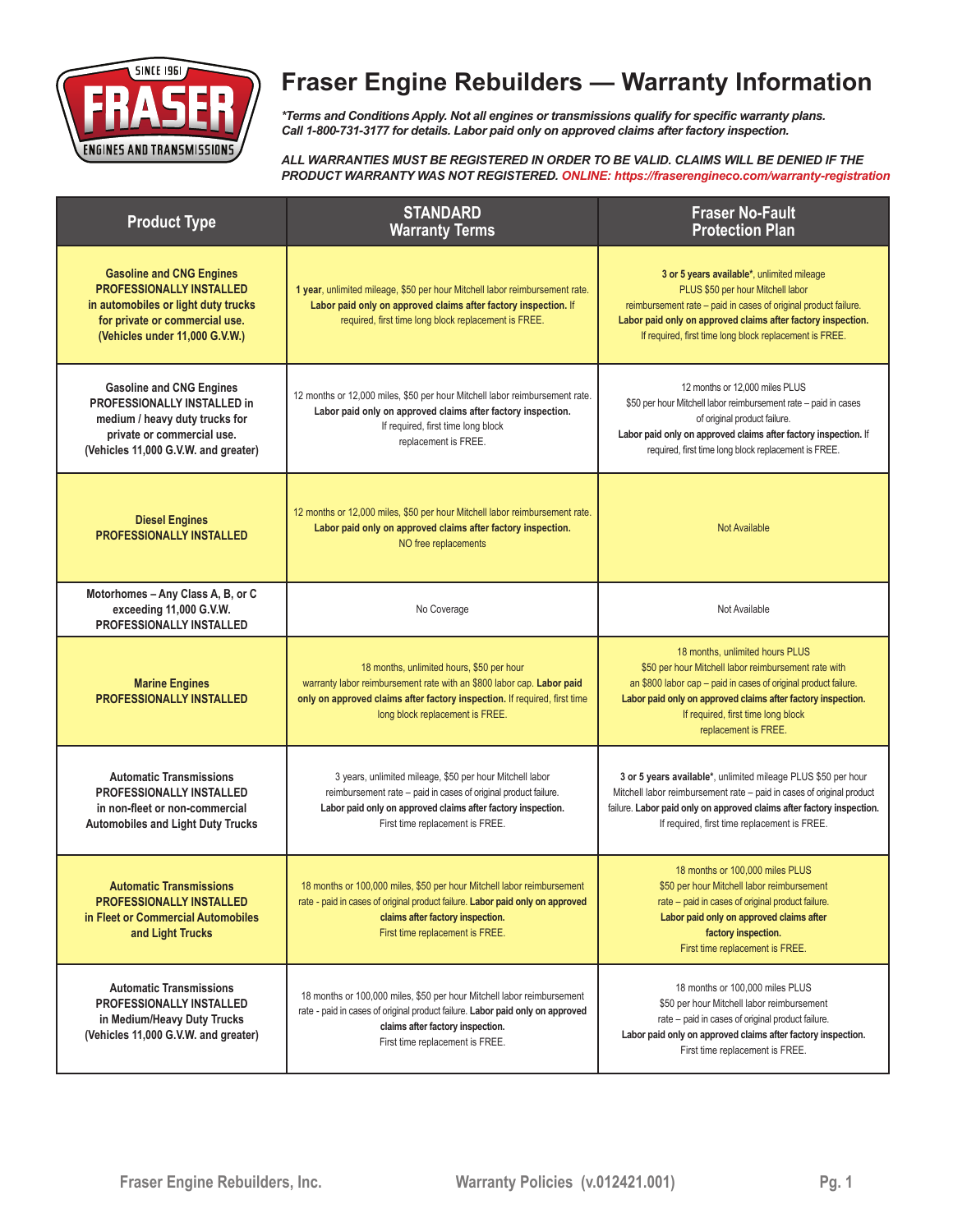# Fraser Engine Rebuilders — Warranty Information

***Terms and Conditions Apply. Not all engines or transmissions qualify for specific warranty plans. Call 1-800-731-3177 for details. Labor paid only on approved claims after factory inspection.***

***ALL WARRANTIES MUST BE REGISTERED IN ORDER TO BE VALID. CLAIMS WILL BE DENIED IF THE PRODUCT WARRANTY WAS NOT REGISTERED. ONLINE: https://fraserengineco.com/warranty-registration***

| Product Type | STANDARD Warranty Terms | Fraser No-Fault Protection Plan |
|---|---|---|
| **Gasoline and CNG Engines PROFESSIONALLY INSTALLED in automobiles or light duty trucks for private or commercial use. (Vehicles under 11,000 G.V.W.)** | **1 year**, unlimited mileage, $50 per hour Mitchell labor reimbursement rate. **Labor paid only on approved claims after factory inspection.** If required, first time long block replacement is FREE. | **3 or 5 years available***, unlimited mileage PLUS $50 per hour Mitchell labor reimbursement rate – paid in cases of original product failure. **Labor paid only on approved claims after factory inspection.** If required, first time long block replacement is FREE. |
| **Gasoline and CNG Engines PROFESSIONALLY INSTALLED in medium / heavy duty trucks for private or commercial use. (Vehicles 11,000 G.V.W. and greater)** | 12 months or 12,000 miles, $50 per hour Mitchell labor reimbursement rate. **Labor paid only on approved claims after factory inspection.** If required, first time long block replacement is FREE. | 12 months or 12,000 miles PLUS $50 per hour Mitchell labor reimbursement rate – paid in cases of original product failure. **Labor paid only on approved claims after factory inspection.** If required, first time long block replacement is FREE. |
| **Diesel Engines PROFESSIONALLY INSTALLED** | 12 months or 12,000 miles, $50 per hour Mitchell labor reimbursement rate. **Labor paid only on approved claims after factory inspection.** NO free replacements | Not Available |
| **Motorhomes – Any Class A, B, or C exceeding 11,000 G.V.W. PROFESSIONALLY INSTALLED** | No Coverage | Not Available |
| **Marine Engines PROFESSIONALLY INSTALLED** | 18 months, unlimited hours, $50 per hour warranty labor reimbursement rate with an $800 labor cap. **Labor paid only on approved claims after factory inspection.** If required, first time long block replacement is FREE. | 18 months, unlimited hours PLUS $50 per hour Mitchell labor reimbursement rate with an $800 labor cap – paid in cases of original product failure. **Labor paid only on approved claims after factory inspection.** If required, first time long block replacement is FREE. |
| **Automatic Transmissions PROFESSIONALLY INSTALLED in non-fleet or non-commercial Automobiles and Light Duty Trucks** | 3 years, unlimited mileage, $50 per hour Mitchell labor reimbursement rate – paid in cases of original product failure. **Labor paid only on approved claims after factory inspection.** First time replacement is FREE. | **3 or 5 years available***, unlimited mileage PLUS $50 per hour Mitchell labor reimbursement rate – paid in cases of original product failure. **Labor paid only on approved claims after factory inspection.** If required, first time replacement is FREE. |
| **Automatic Transmissions PROFESSIONALLY INSTALLED in Fleet or Commercial Automobiles and Light Trucks** | 18 months or 100,000 miles, $50 per hour Mitchell labor reimbursement rate - paid in cases of original product failure. **Labor paid only on approved claims after factory inspection.** First time replacement is FREE. | 18 months or 100,000 miles PLUS $50 per hour Mitchell labor reimbursement rate – paid in cases of original product failure. **Labor paid only on approved claims after factory inspection.** First time replacement is FREE. |
| **Automatic Transmissions PROFESSIONALLY INSTALLED in Medium/Heavy Duty Trucks (Vehicles 11,000 G.V.W. and greater)** | 18 months or 100,000 miles, $50 per hour Mitchell labor reimbursement rate - paid in cases of original product failure. **Labor paid only on approved claims after factory inspection.** First time replacement is FREE. | 18 months or 100,000 miles PLUS $50 per hour Mitchell labor reimbursement rate – paid in cases of original product failure. **Labor paid only on approved claims after factory inspection.** First time replacement is FREE. |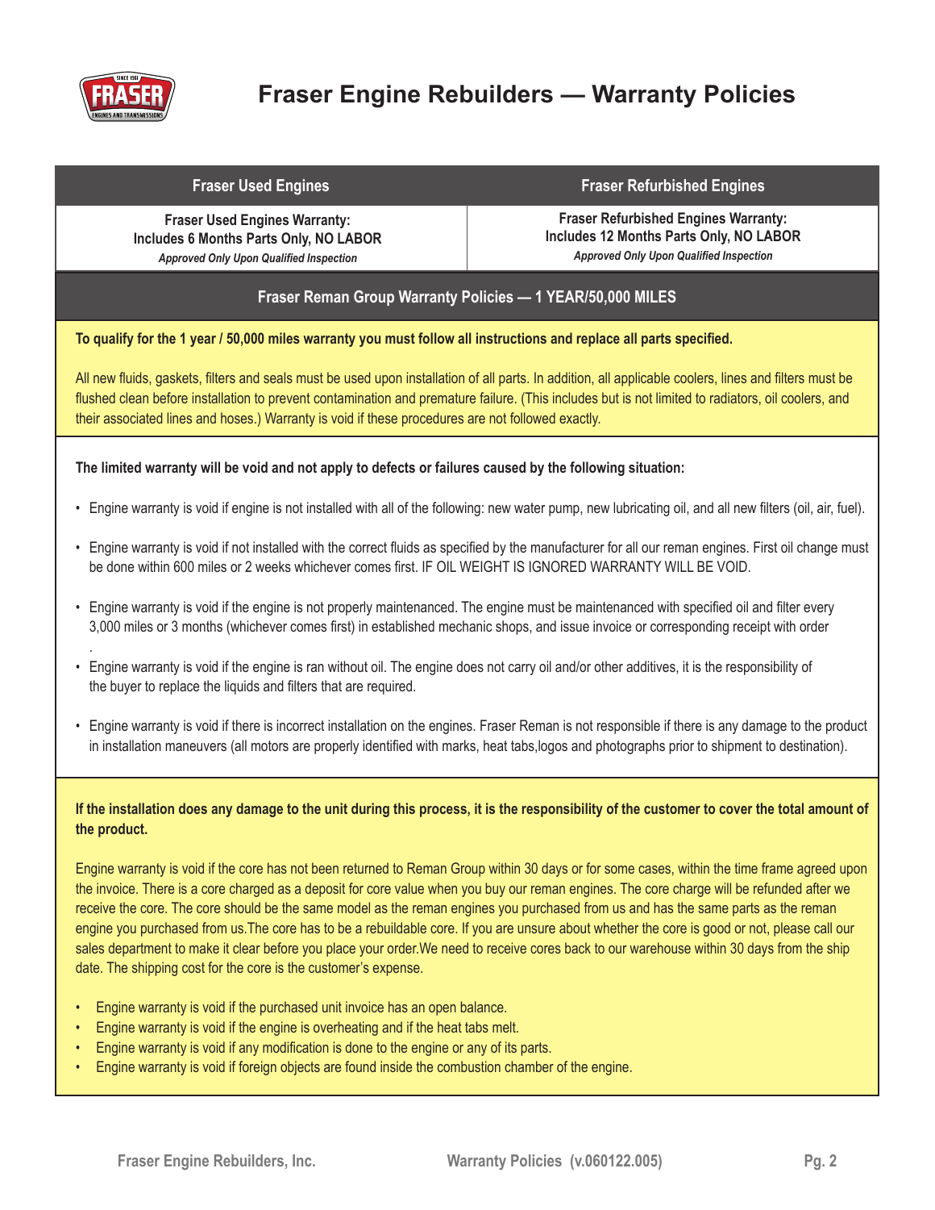# Fraser Engine Rebuilders — Warranty Policies

| Fraser Used Engines | Fraser Refurbished Engines |
| --- | --- |
| **Fraser Used Engines Warranty: Includes 6 Months Parts Only, NO LABOR** *Approved Only Upon Qualified Inspection* | **Fraser Refurbished Engines Warranty: Includes 12 Months Parts Only, NO LABOR** *Approved Only Upon Qualified Inspection* |

## Fraser Reman Group Warranty Policies — 1 YEAR/50,000 MILES

**To qualify for the 1 year / 50,000 miles warranty you must follow all instructions and replace all parts specified.**

All new fluids, gaskets, filters and seals must be used upon installation of all parts. In addition, all applicable coolers, lines and filters must be flushed clean before installation to prevent contamination and premature failure. (This includes but is not limited to radiators, oil coolers, and their associated lines and hoses.) Warranty is void if these procedures are not followed exactly.

**The limited warranty will be void and not apply to defects or failures caused by the following situation:**

- Engine warranty is void if engine is not installed with all of the following: new water pump, new lubricating oil, and all new filters (oil, air, fuel).
- Engine warranty is void if not installed with the correct fluids as specified by the manufacturer for all our reman engines. First oil change must be done within 600 miles or 2 weeks whichever comes first. IF OIL WEIGHT IS IGNORED WARRANTY WILL BE VOID.
- Engine warranty is void if the engine is not properly maintenanced. The engine must be maintenanced with specified oil and filter every 3,000 miles or 3 months (whichever comes first) in established mechanic shops, and issue invoice or corresponding receipt with order .
- Engine warranty is void if the engine is ran without oil. The engine does not carry oil and/or other additives, it is the responsibility of the buyer to replace the liquids and filters that are required.
- Engine warranty is void if there is incorrect installation on the engines. Fraser Reman is not responsible if there is any damage to the product in installation maneuvers (all motors are properly identified with marks, heat tabs,logos and photographs prior to shipment to destination).

**If the installation does any damage to the unit during this process, it is the responsibility of the customer to cover the total amount of the product.**

Engine warranty is void if the core has not been returned to Reman Group within 30 days or for some cases, within the time frame agreed upon the invoice. There is a core charged as a deposit for core value when you buy our reman engines. The core charge will be refunded after we receive the core. The core should be the same model as the reman engines you purchased from us and has the same parts as the reman engine you purchased from us.The core has to be a rebuildable core. If you are unsure about whether the core is good or not, please call our sales department to make it clear before you place your order.We need to receive cores back to our warehouse within 30 days from the ship date. The shipping cost for the core is the customer's expense.

- Engine warranty is void if the purchased unit invoice has an open balance.
- Engine warranty is void if the engine is overheating and if the heat tabs melt.
- Engine warranty is void if any modification is done to the engine or any of its parts.
- Engine warranty is void if foreign objects are found inside the combustion chamber of the engine.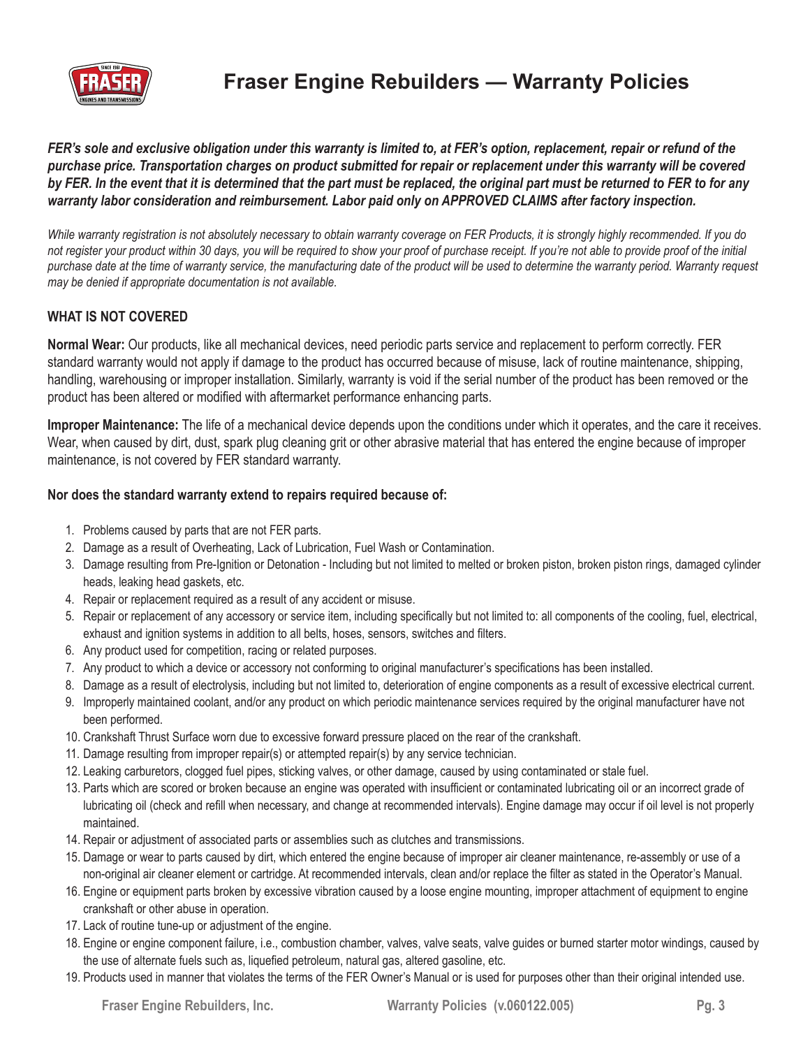# Fraser Engine Rebuilders — Warranty Policies

***FER's sole and exclusive obligation under this warranty is limited to, at FER's option, replacement, repair or refund of the purchase price. Transportation charges on product submitted for repair or replacement under this warranty will be covered by FER. In the event that it is determined that the part must be replaced, the original part must be returned to FER to for any warranty labor consideration and reimbursement. Labor paid only on APPROVED CLAIMS after factory inspection.***

*While warranty registration is not absolutely necessary to obtain warranty coverage on FER Products, it is strongly highly recommended. If you do not register your product within 30 days, you will be required to show your proof of purchase receipt. If you're not able to provide proof of the initial purchase date at the time of warranty service, the manufacturing date of the product will be used to determine the warranty period. Warranty request may be denied if appropriate documentation is not available.*

## WHAT IS NOT COVERED

**Normal Wear:** Our products, like all mechanical devices, need periodic parts service and replacement to perform correctly. FER standard warranty would not apply if damage to the product has occurred because of misuse, lack of routine maintenance, shipping, handling, warehousing or improper installation. Similarly, warranty is void if the serial number of the product has been removed or the product has been altered or modified with aftermarket performance enhancing parts.

**Improper Maintenance:** The life of a mechanical device depends upon the conditions under which it operates, and the care it receives. Wear, when caused by dirt, dust, spark plug cleaning grit or other abrasive material that has entered the engine because of improper maintenance, is not covered by FER standard warranty.

**Nor does the standard warranty extend to repairs required because of:**

1. Problems caused by parts that are not FER parts.
2. Damage as a result of Overheating, Lack of Lubrication, Fuel Wash or Contamination.
3. Damage resulting from Pre-Ignition or Detonation - Including but not limited to melted or broken piston, broken piston rings, damaged cylinder heads, leaking head gaskets, etc.
4. Repair or replacement required as a result of any accident or misuse.
5. Repair or replacement of any accessory or service item, including specifically but not limited to: all components of the cooling, fuel, electrical, exhaust and ignition systems in addition to all belts, hoses, sensors, switches and filters.
6. Any product used for competition, racing or related purposes.
7. Any product to which a device or accessory not conforming to original manufacturer's specifications has been installed.
8. Damage as a result of electrolysis, including but not limited to, deterioration of engine components as a result of excessive electrical current.
9. Improperly maintained coolant, and/or any product on which periodic maintenance services required by the original manufacturer have not been performed.
10. Crankshaft Thrust Surface worn due to excessive forward pressure placed on the rear of the crankshaft.
11. Damage resulting from improper repair(s) or attempted repair(s) by any service technician.
12. Leaking carburetors, clogged fuel pipes, sticking valves, or other damage, caused by using contaminated or stale fuel.
13. Parts which are scored or broken because an engine was operated with insufficient or contaminated lubricating oil or an incorrect grade of lubricating oil (check and refill when necessary, and change at recommended intervals). Engine damage may occur if oil level is not properly maintained.
14. Repair or adjustment of associated parts or assemblies such as clutches and transmissions.
15. Damage or wear to parts caused by dirt, which entered the engine because of improper air cleaner maintenance, re-assembly or use of a non-original air cleaner element or cartridge. At recommended intervals, clean and/or replace the filter as stated in the Operator's Manual.
16. Engine or equipment parts broken by excessive vibration caused by a loose engine mounting, improper attachment of equipment to engine crankshaft or other abuse in operation.
17. Lack of routine tune-up or adjustment of the engine.
18. Engine or engine component failure, i.e., combustion chamber, valves, valve seats, valve guides or burned starter motor windings, caused by the use of alternate fuels such as, liquefied petroleum, natural gas, altered gasoline, etc.
19. Products used in manner that violates the terms of the FER Owner's Manual or is used for purposes other than their original intended use.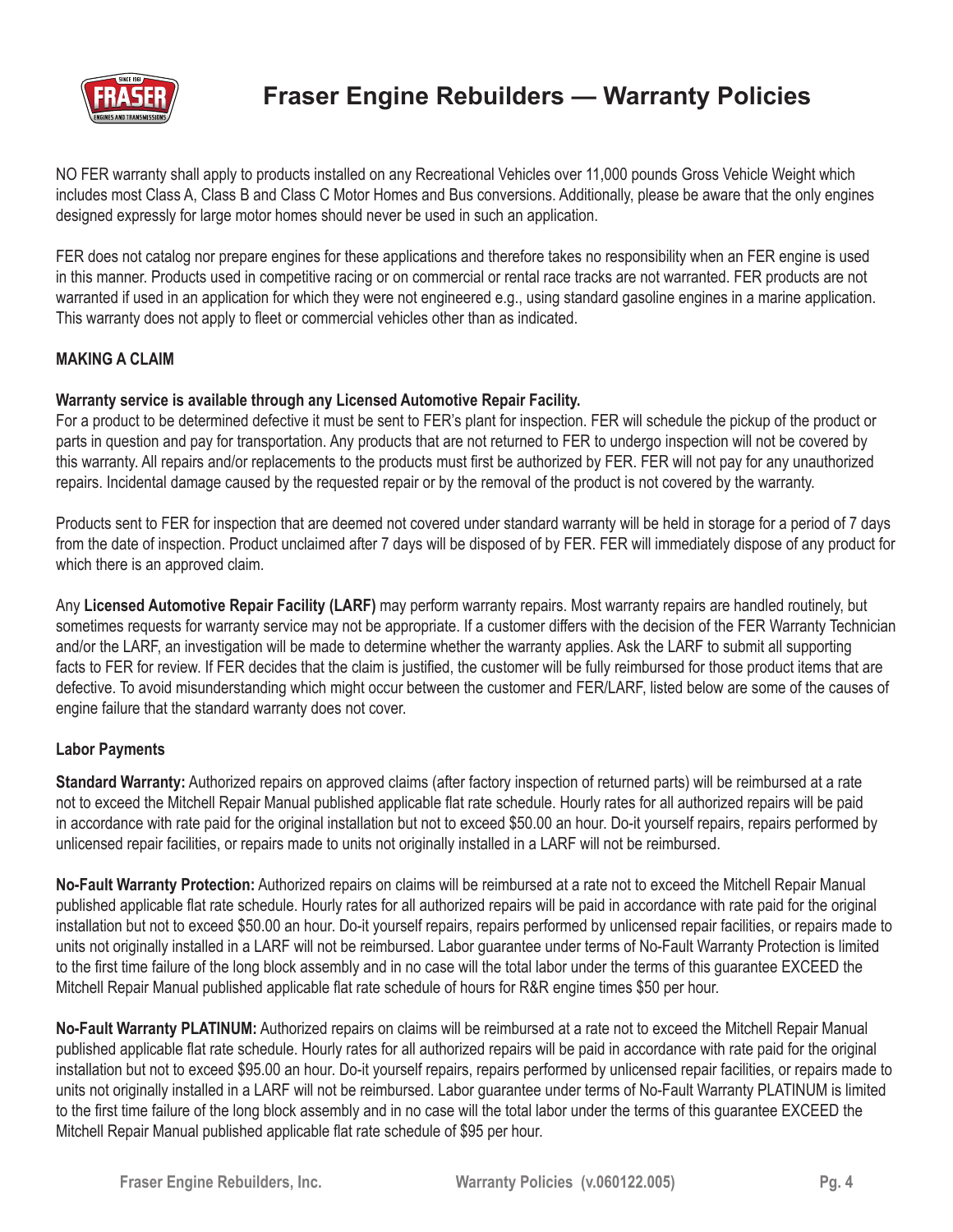# Fraser Engine Rebuilders — Warranty Policies

NO FER warranty shall apply to products installed on any Recreational Vehicles over 11,000 pounds Gross Vehicle Weight which includes most Class A, Class B and Class C Motor Homes and Bus conversions. Additionally, please be aware that the only engines designed expressly for large motor homes should never be used in such an application.

FER does not catalog nor prepare engines for these applications and therefore takes no responsibility when an FER engine is used in this manner. Products used in competitive racing or on commercial or rental race tracks are not warranted. FER products are not warranted if used in an application for which they were not engineered e.g., using standard gasoline engines in a marine application. This warranty does not apply to fleet or commercial vehicles other than as indicated.

**MAKING A CLAIM**

**Warranty service is available through any Licensed Automotive Repair Facility.**
For a product to be determined defective it must be sent to FER's plant for inspection. FER will schedule the pickup of the product or parts in question and pay for transportation. Any products that are not returned to FER to undergo inspection will not be covered by this warranty. All repairs and/or replacements to the products must first be authorized by FER. FER will not pay for any unauthorized repairs. Incidental damage caused by the requested repair or by the removal of the product is not covered by the warranty.

Products sent to FER for inspection that are deemed not covered under standard warranty will be held in storage for a period of 7 days from the date of inspection. Product unclaimed after 7 days will be disposed of by FER. FER will immediately dispose of any product for which there is an approved claim.

Any **Licensed Automotive Repair Facility (LARF)** may perform warranty repairs. Most warranty repairs are handled routinely, but sometimes requests for warranty service may not be appropriate. If a customer differs with the decision of the FER Warranty Technician and/or the LARF, an investigation will be made to determine whether the warranty applies. Ask the LARF to submit all supporting facts to FER for review. If FER decides that the claim is justified, the customer will be fully reimbursed for those product items that are defective. To avoid misunderstanding which might occur between the customer and FER/LARF, listed below are some of the causes of engine failure that the standard warranty does not cover.

**Labor Payments**

**Standard Warranty:** Authorized repairs on approved claims (after factory inspection of returned parts) will be reimbursed at a rate not to exceed the Mitchell Repair Manual published applicable flat rate schedule. Hourly rates for all authorized repairs will be paid in accordance with rate paid for the original installation but not to exceed $50.00 an hour. Do-it yourself repairs, repairs performed by unlicensed repair facilities, or repairs made to units not originally installed in a LARF will not be reimbursed.

**No-Fault Warranty Protection:** Authorized repairs on claims will be reimbursed at a rate not to exceed the Mitchell Repair Manual published applicable flat rate schedule. Hourly rates for all authorized repairs will be paid in accordance with rate paid for the original installation but not to exceed $50.00 an hour. Do-it yourself repairs, repairs performed by unlicensed repair facilities, or repairs made to units not originally installed in a LARF will not be reimbursed. Labor guarantee under terms of No-Fault Warranty Protection is limited to the first time failure of the long block assembly and in no case will the total labor under the terms of this guarantee EXCEED the Mitchell Repair Manual published applicable flat rate schedule of hours for R&R engine times $50 per hour.

**No-Fault Warranty PLATINUM:** Authorized repairs on claims will be reimbursed at a rate not to exceed the Mitchell Repair Manual published applicable flat rate schedule. Hourly rates for all authorized repairs will be paid in accordance with rate paid for the original installation but not to exceed $95.00 an hour. Do-it yourself repairs, repairs performed by unlicensed repair facilities, or repairs made to units not originally installed in a LARF will not be reimbursed. Labor guarantee under terms of No-Fault Warranty PLATINUM is limited to the first time failure of the long block assembly and in no case will the total labor under the terms of this guarantee EXCEED the Mitchell Repair Manual published applicable flat rate schedule of $95 per hour.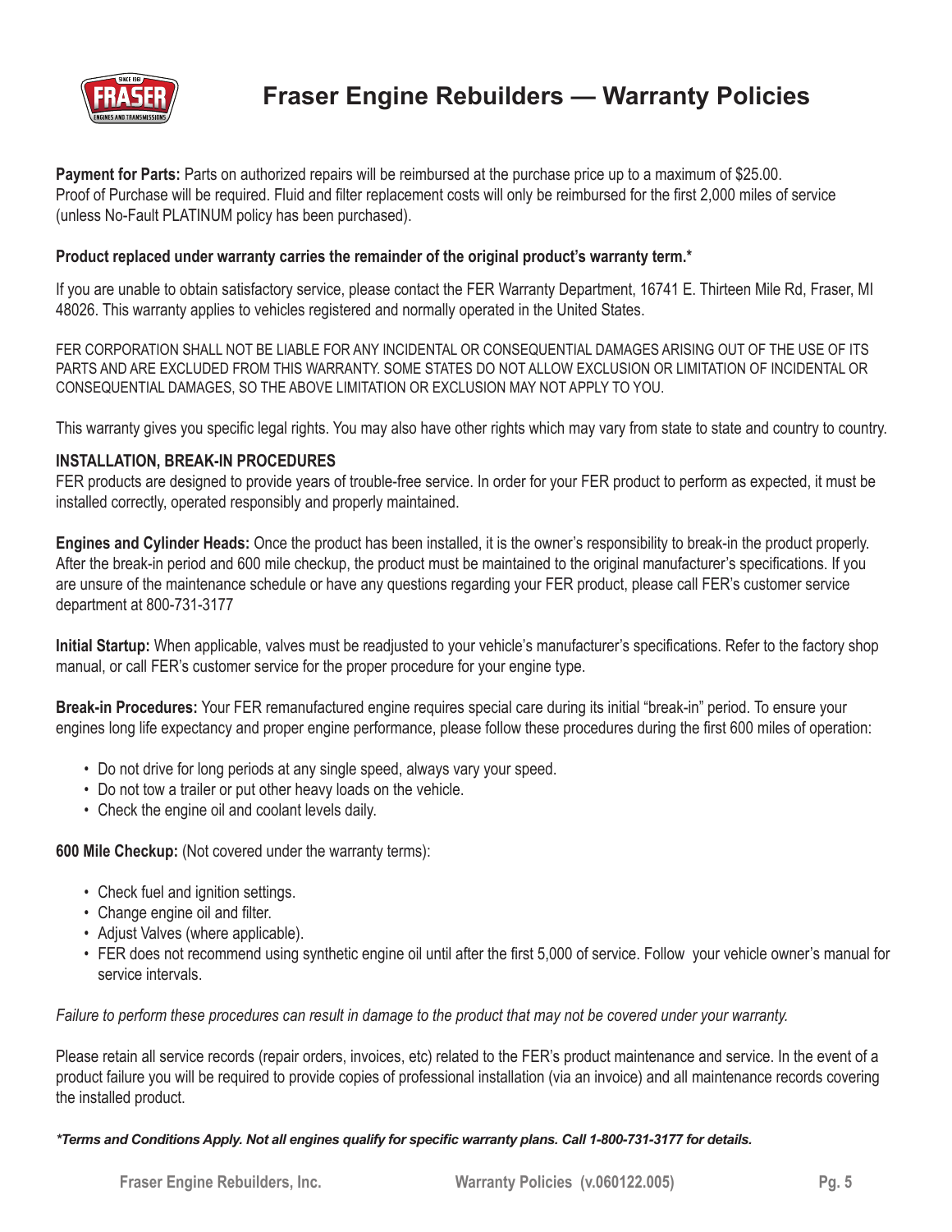# Fraser Engine Rebuilders — Warranty Policies

**Payment for Parts:** Parts on authorized repairs will be reimbursed at the purchase price up to a maximum of $25.00. Proof of Purchase will be required. Fluid and filter replacement costs will only be reimbursed for the first 2,000 miles of service (unless No-Fault PLATINUM policy has been purchased).

**Product replaced under warranty carries the remainder of the original product's warranty term.***

If you are unable to obtain satisfactory service, please contact the FER Warranty Department, 16741 E. Thirteen Mile Rd, Fraser, MI 48026. This warranty applies to vehicles registered and normally operated in the United States.

FER CORPORATION SHALL NOT BE LIABLE FOR ANY INCIDENTAL OR CONSEQUENTIAL DAMAGES ARISING OUT OF THE USE OF ITS PARTS AND ARE EXCLUDED FROM THIS WARRANTY. SOME STATES DO NOT ALLOW EXCLUSION OR LIMITATION OF INCIDENTAL OR CONSEQUENTIAL DAMAGES, SO THE ABOVE LIMITATION OR EXCLUSION MAY NOT APPLY TO YOU.

This warranty gives you specific legal rights. You may also have other rights which may vary from state to state and country to country.

## INSTALLATION, BREAK-IN PROCEDURES

FER products are designed to provide years of trouble-free service. In order for your FER product to perform as expected, it must be installed correctly, operated responsibly and properly maintained.

**Engines and Cylinder Heads:** Once the product has been installed, it is the owner's responsibility to break-in the product properly. After the break-in period and 600 mile checkup, the product must be maintained to the original manufacturer's specifications. If you are unsure of the maintenance schedule or have any questions regarding your FER product, please call FER's customer service department at 800-731-3177

**Initial Startup:** When applicable, valves must be readjusted to your vehicle's manufacturer's specifications. Refer to the factory shop manual, or call FER's customer service for the proper procedure for your engine type.

**Break-in Procedures:** Your FER remanufactured engine requires special care during its initial "break-in" period. To ensure your engines long life expectancy and proper engine performance, please follow these procedures during the first 600 miles of operation:

- Do not drive for long periods at any single speed, always vary your speed.
- Do not tow a trailer or put other heavy loads on the vehicle.
- Check the engine oil and coolant levels daily.

**600 Mile Checkup:** (Not covered under the warranty terms):

- Check fuel and ignition settings.
- Change engine oil and filter.
- Adjust Valves (where applicable).
- FER does not recommend using synthetic engine oil until after the first 5,000 of service. Follow your vehicle owner's manual for service intervals.

*Failure to perform these procedures can result in damage to the product that may not be covered under your warranty.*

Please retain all service records (repair orders, invoices, etc) related to the FER's product maintenance and service. In the event of a product failure you will be required to provide copies of professional installation (via an invoice) and all maintenance records covering the installed product.

***Terms and Conditions Apply. Not all engines qualify for specific warranty plans. Call 1-800-731-3177 for details.***